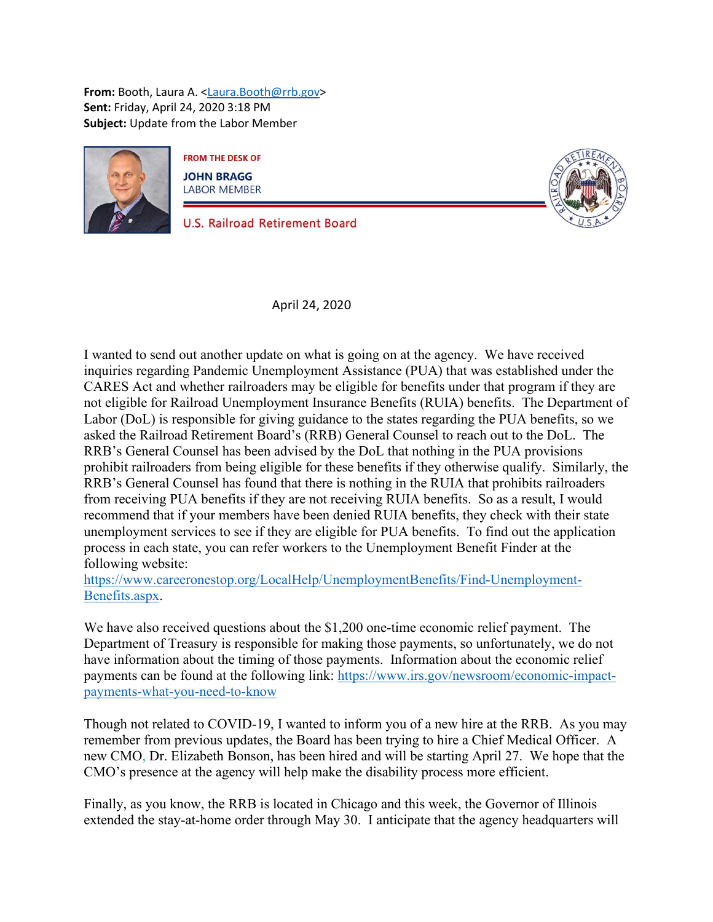**From:** Booth, Laura A. <Laura.Booth@rrb.gov>
**Sent:** Friday, April 24, 2020 3:18 PM
**Subject:** Update from the Labor Member

**FROM THE DESK OF**
**JOHN BRAGG**
LABOR MEMBER

U.S. Railroad Retirement Board

April 24, 2020

I wanted to send out another update on what is going on at the agency. We have received inquiries regarding Pandemic Unemployment Assistance (PUA) that was established under the CARES Act and whether railroaders may be eligible for benefits under that program if they are not eligible for Railroad Unemployment Insurance Benefits (RUIA) benefits. The Department of Labor (DoL) is responsible for giving guidance to the states regarding the PUA benefits, so we asked the Railroad Retirement Board's (RRB) General Counsel to reach out to the DoL. The RRB's General Counsel has been advised by the DoL that nothing in the PUA provisions prohibit railroaders from being eligible for these benefits if they otherwise qualify. Similarly, the RRB's General Counsel has found that there is nothing in the RUIA that prohibits railroaders from receiving PUA benefits if they are not receiving RUIA benefits. So as a result, I would recommend that if your members have been denied RUIA benefits, they check with their state unemployment services to see if they are eligible for PUA benefits. To find out the application process in each state, you can refer workers to the Unemployment Benefit Finder at the following website: https://www.careeronestop.org/LocalHelp/UnemploymentBenefits/Find-Unemployment-Benefits.aspx.

We have also received questions about the $1,200 one-time economic relief payment. The Department of Treasury is responsible for making those payments, so unfortunately, we do not have information about the timing of those payments. Information about the economic relief payments can be found at the following link: https://www.irs.gov/newsroom/economic-impact-payments-what-you-need-to-know

Though not related to COVID-19, I wanted to inform you of a new hire at the RRB. As you may remember from previous updates, the Board has been trying to hire a Chief Medical Officer. A new CMO, Dr. Elizabeth Bonson, has been hired and will be starting April 27. We hope that the CMO's presence at the agency will help make the disability process more efficient.

Finally, as you know, the RRB is located in Chicago and this week, the Governor of Illinois extended the stay-at-home order through May 30. I anticipate that the agency headquarters will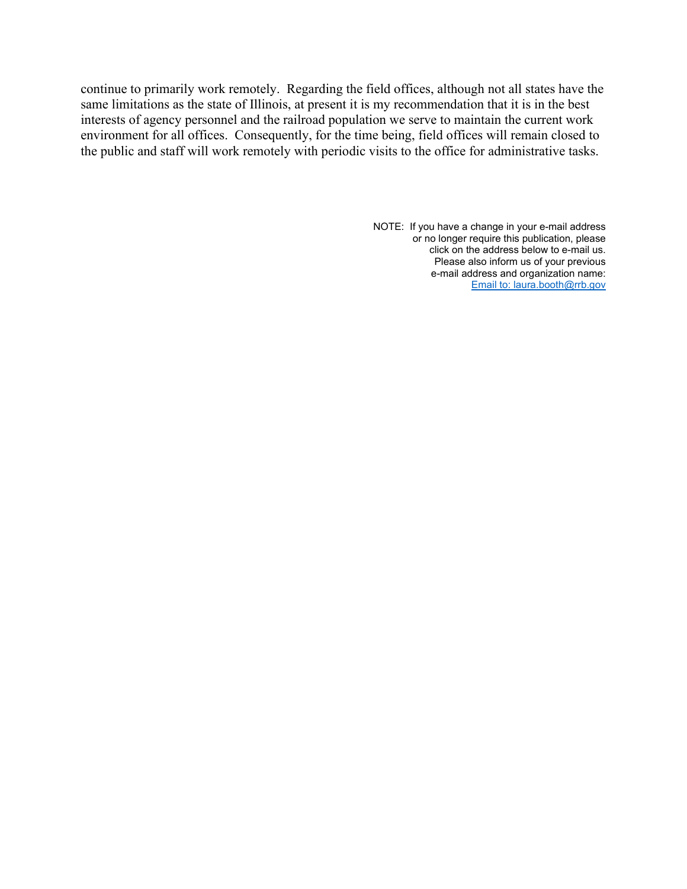continue to primarily work remotely. Regarding the field offices, although not all states have the same limitations as the state of Illinois, at present it is my recommendation that it is in the best interests of agency personnel and the railroad population we serve to maintain the current work environment for all offices. Consequently, for the time being, field offices will remain closed to the public and staff will work remotely with periodic visits to the office for administrative tasks.

NOTE: If you have a change in your e-mail address or no longer require this publication, please click on the address below to e-mail us. Please also inform us of your previous e-mail address and organization name: [Email to: laura.booth@rrb.gov](mailto:laura.booth@rrb.gov)